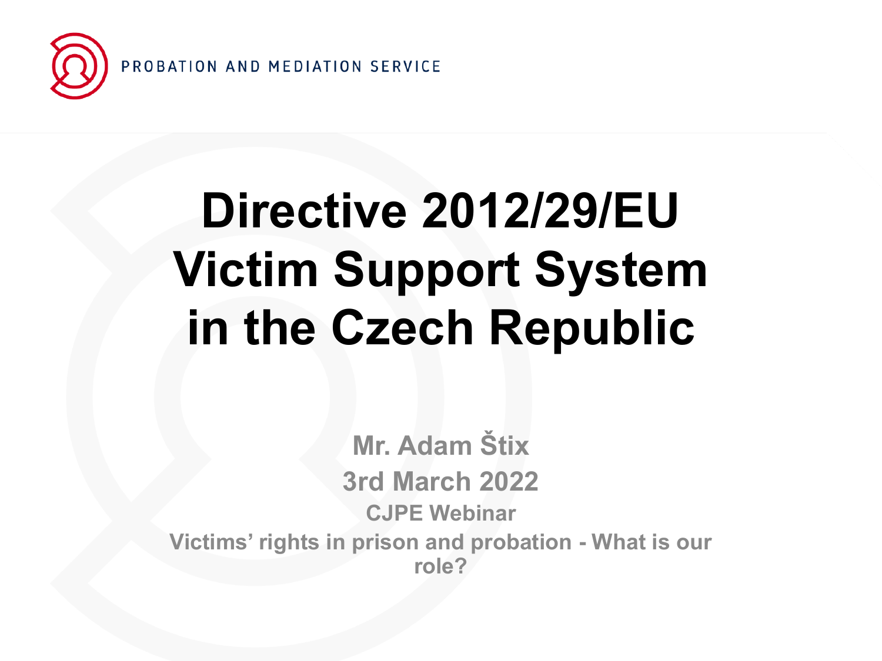PROBATION AND MEDIATION SERVICE

# Directive 2012/29/EU Victim Support System in the Czech Republic

**Mr. Adam Štix**

**3rd March 2022**

**CJPE Webinar**

**Victims' rights in prison and probation - What is our role?**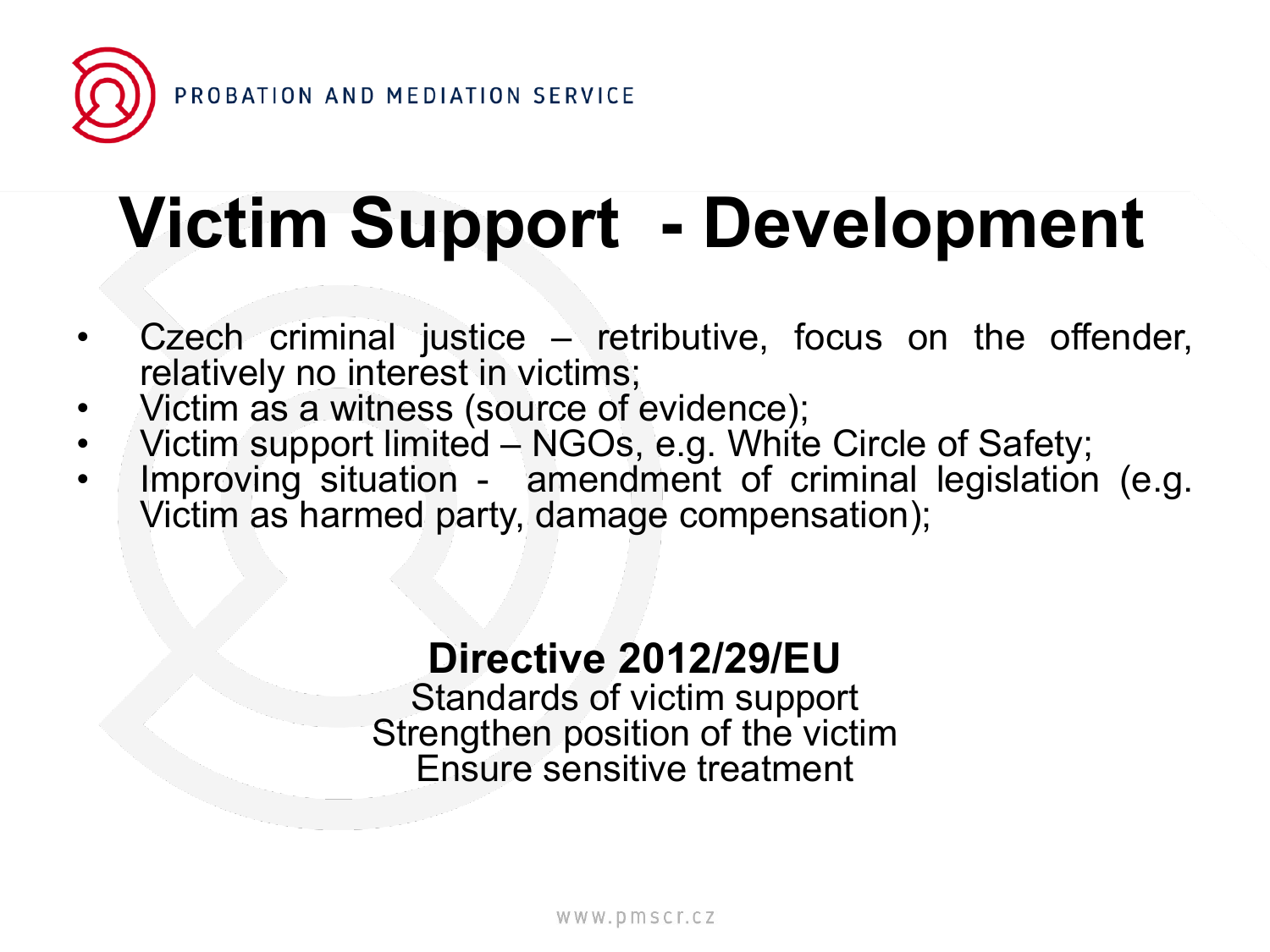# Victim Support - Development

- Czech criminal justice – retributive, focus on the offender, relatively no interest in victims;
- Victim as a witness (source of evidence);
- Victim support limited – NGOs, e.g. White Circle of Safety;
- Improving situation - amendment of criminal legislation (e.g. Victim as harmed party, damage compensation);

**Directive 2012/29/EU**

Standards of victim support

Strengthen position of the victim

Ensure sensitive treatment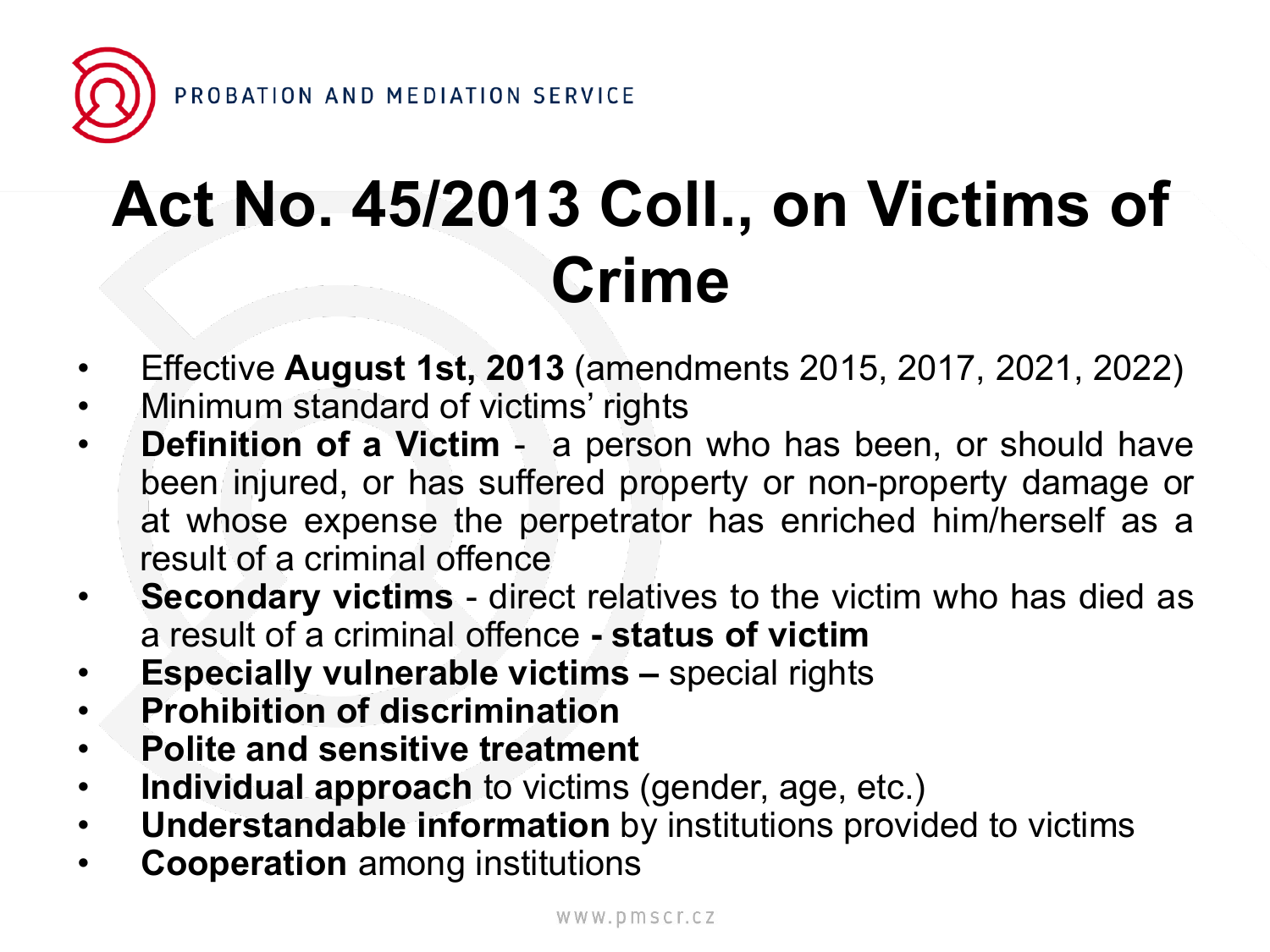# Act No. 45/2013 Coll., on Victims of Crime

- Effective **August 1st, 2013** (amendments 2015, 2017, 2021, 2022)
- Minimum standard of victims' rights
- **Definition of a Victim** - a person who has been, or should have been injured, or has suffered property or non-property damage or at whose expense the perpetrator has enriched him/herself as a result of a criminal offence
- **Secondary victims** - direct relatives to the victim who has died as a result of a criminal offence **- status of victim**
- **Especially vulnerable victims –** special rights
- **Prohibition of discrimination**
- **Polite and sensitive treatment**
- **Individual approach** to victims (gender, age, etc.)
- **Understandable information** by institutions provided to victims
- **Cooperation** among institutions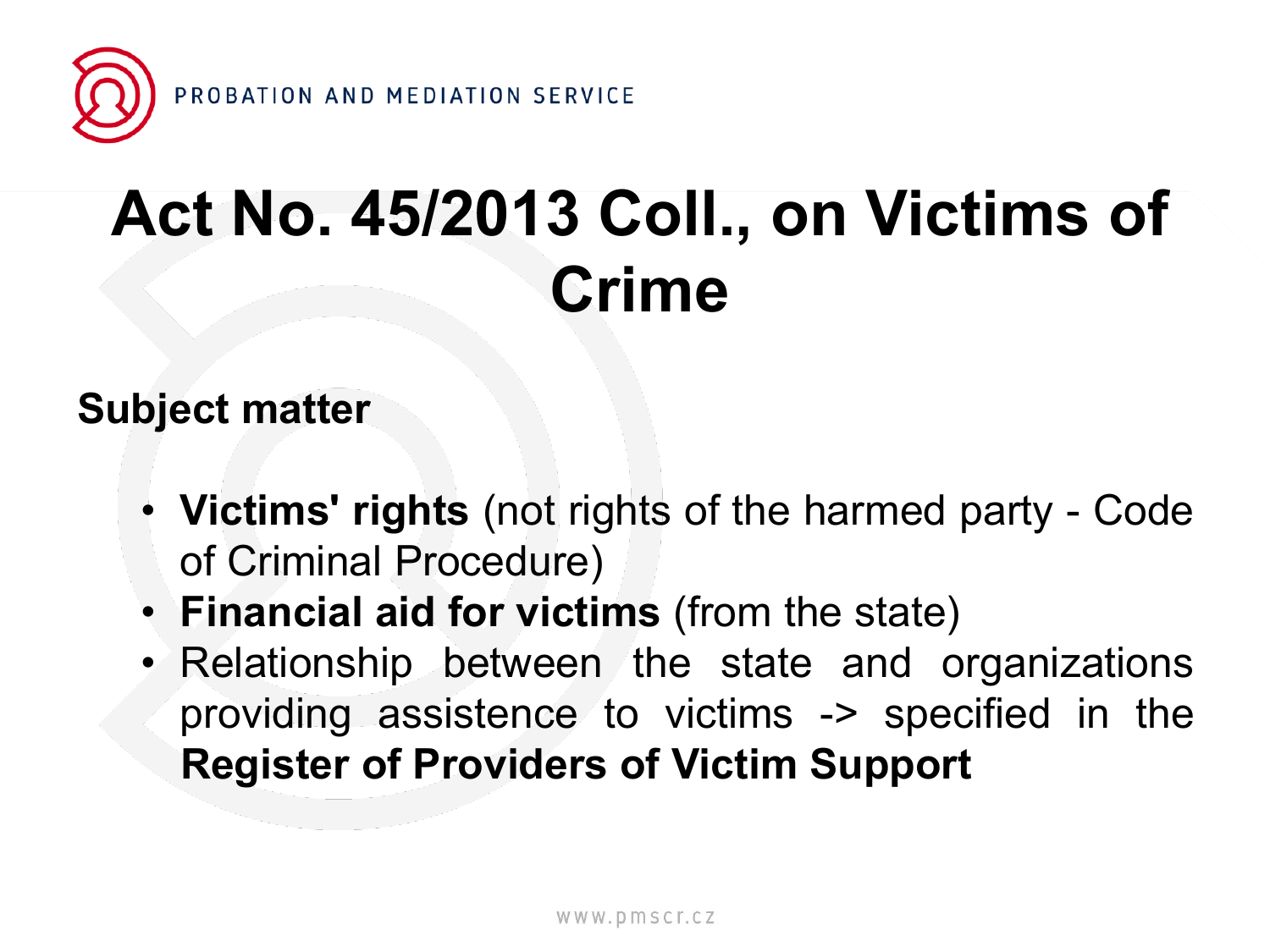# Act No. 45/2013 Coll., on Victims of Crime

**Subject matter**

- **Victims' rights** (not rights of the harmed party - Code of Criminal Procedure)
- **Financial aid for victims** (from the state)
- Relationship between the state and organizations providing assistence to victims -> specified in the **Register of Providers of Victim Support**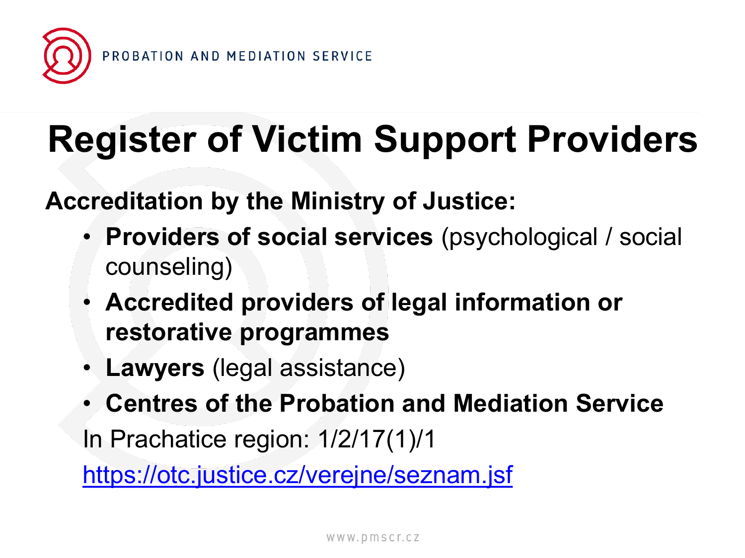# Register of Victim Support Providers

**Accreditation by the Ministry of Justice:**

- **Providers of social services** (psychological / social counseling)
- **Accredited providers of legal information or restorative programmes**
- **Lawyers** (legal assistance)
- **Centres of the Probation and Mediation Service**

In Prachatice region: 1/2/17(1)/1

https://otc.justice.cz/verejne/seznam.jsf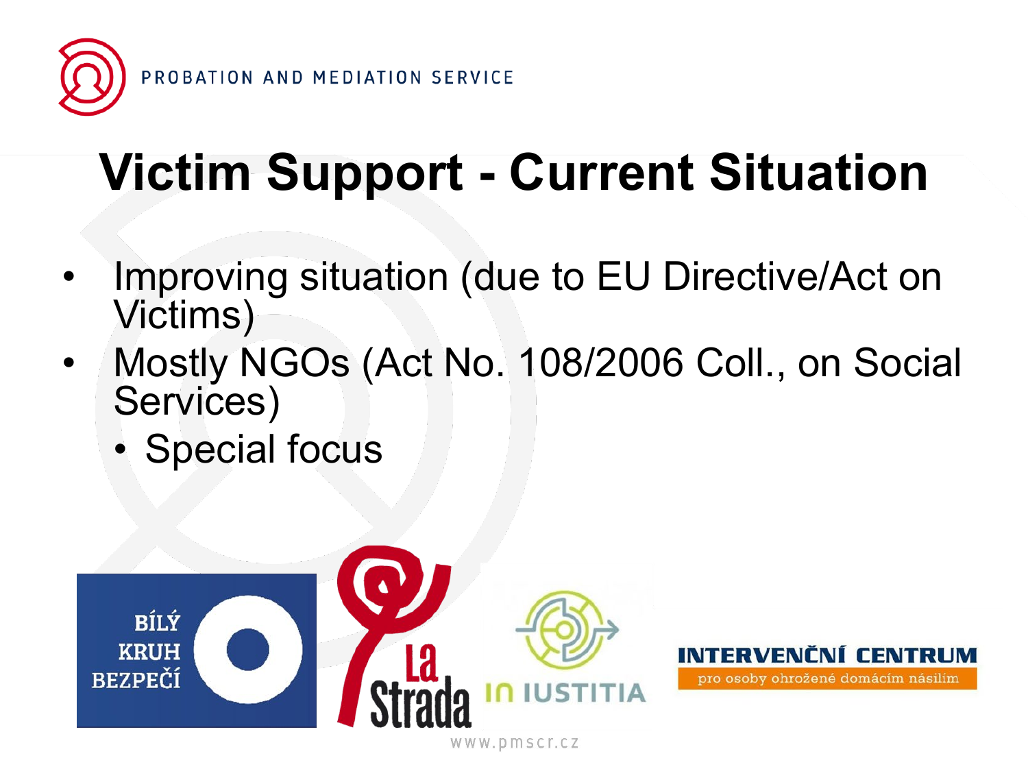# Victim Support - Current Situation

- Improving situation (due to EU Directive/Act on Victims)
- Mostly NGOs (Act No. 108/2006 Coll., on Social Services)
  - Special focus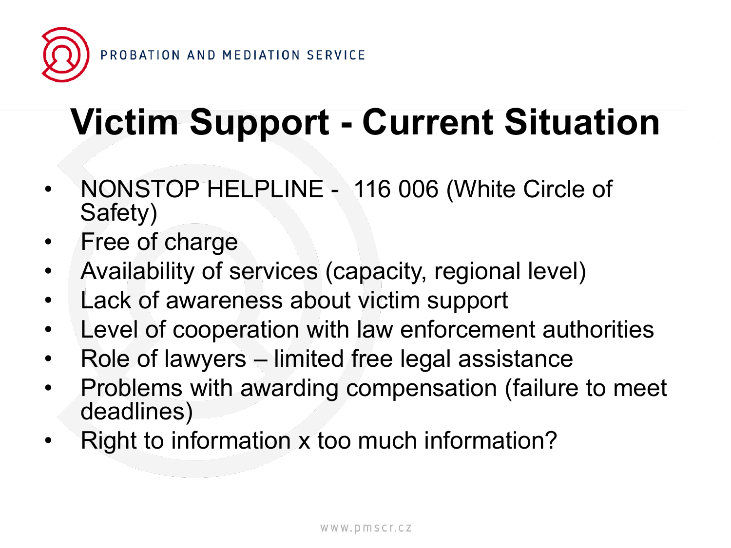# Victim Support - Current Situation

- NONSTOP HELPLINE - 116 006 (White Circle of Safety)
- Free of charge
- Availability of services (capacity, regional level)
- Lack of awareness about victim support
- Level of cooperation with law enforcement authorities
- Role of lawyers – limited free legal assistance
- Problems with awarding compensation (failure to meet deadlines)
- Right to information x too much information?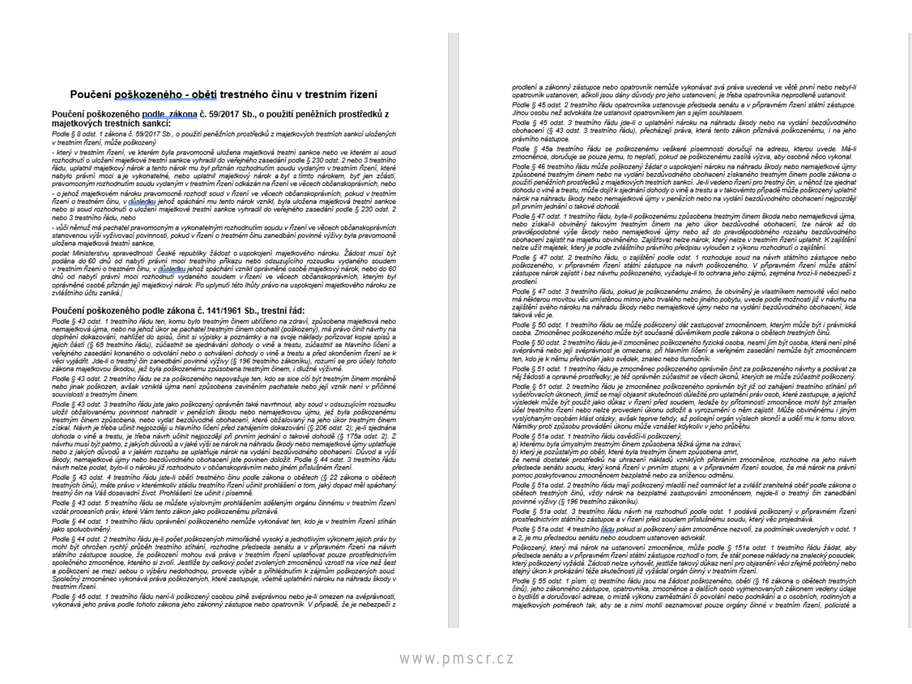# Poučení poškozeného - oběti trestného činu v trestním řízení

## Poučení poškozeného podle zákona č. 59/2017 Sb., o použití peněžních prostředků z majetkových trestních sankcí:

*Podle § 8 odst. 1 zákona č. 59/2017 Sb., o použití peněžních prostředků z majetkových trestních sankcí uložených v trestním řízení, může poškozený*

*- který v trestním řízení, ve kterém byla pravomocně uložena majetková trestní sankce nebo ve kterém si soud rozhodnutí o uložení majetkové trestní sankce vyhradil do veřejného zasedání podle § 230 odst. 2 nebo 3 trestního řádu, uplatnil majetkový nárok a tento nárok mu byl přiznán rozhodnutím soudu vydaným v trestním řízení, které nabylo právní moci a je vykonatelné, nebo uplatnil majetkový nárok a byl s tímto nárokem, byť jen zčásti, pravomocným rozhodnutím soudu vydaným v trestním řízení odkázán na řízení ve věcech občanskoprávních, nebo*

*- o jehož majetkovém nároku pravomocně rozhodl soud v řízení ve věcech občanskoprávních, pokud v trestním řízení o trestném činu, v důsledku jehož spáchání mu tento nárok vznikl, byla uložena majetková trestní sankce nebo si soud rozhodnutí o uložení majetkové trestní sankce vyhradil do veřejného zasedání podle § 230 odst. 2 nebo 3 trestního řádu, nebo*

*- vůči němuž má pachatel pravomocným a vykonatelným rozhodnutím soudu v řízení ve věcech občanskoprávních stanovenou vyšší vyživovací povinnosti, pokud v řízení o trestném činu zanedbání povinné výživy byla pravomocně uložena majetková trestní sankce,*

*podat Ministerstvu spravedlnosti České republiky žádost o uspokojení majetkového nároku. Žádost musí být podána do 60 dnů od nabytí právní moci trestního příkazu nebo odsuzujícího rozsudku vydaného soudem v trestním řízení o trestném činu, v důsledku jehož spáchání vznikl oprávněné osobě majetkový nárok, nebo do 60 dnů od nabytí právní moci rozhodnutí vydaného soudem v řízení ve věcech občanskoprávních, kterým byl oprávněné osobě přiznán její majetkový nárok. Po uplynutí této lhůty právo na uspokojení majetkového nároku ze zvláštního účtu zaniká.*

## Poučení poškozeného podle zákona č. 141/1961 Sb., trestní řád:

*Podle § 43 odst. 1 trestního řádu ten, komu bylo trestným činem ublíženo na zdraví, způsobena majetková nebo nemajetková újma, nebo na jehož úkor se pachatel trestným činem obohatil (poškozený), má právo činit návrhy na doplnění dokazování, nahlížet do spisů, činit si výpisky a poznámky a na svoje náklady pořizovat kopie spisů a jejich částí (§ 65 trestního řádu), zúčastnit se sjednávání dohody o vině a trestu, zúčastnit se hlavního líčení a veřejného zasedání konaného o odvolání nebo o schválení dohody o vině a trestu a před skončením řízení se k věci vyjádřit. Jde-li o trestný čin zanedbání povinné výživy (§ 196 trestního zákoníku), rozumí se pro účely tohoto zákona majetkovou škodou, jež byla poškozenému způsobena trestným činem, i dlužné výživné.*

*Podle § 43 odst. 2 trestního řádu se za poškozeného nepovažuje ten, kdo se sice cítí být trestným činem morálně nebo jinak poškozen, avšak vzniklá újma není způsobena zaviněním pachatele nebo její vznik není v příčinné souvislosti s trestným činem.*

*Podle § 43 odst. 3 trestního řádu jste jako poškozený oprávněn také navrhnout, aby soud v odsuzujícím rozsudku uložil obžalovanému povinnost nahradit v penězích škodu nebo nemajetkovou újmu, jež byla poškozenému trestným činem způsobena, nebo vydat bezdůvodné obohacení, které obžalovaný na jeho úkor trestným činem získal. Návrh je třeba učinit nejpozději u hlavního líčení před zahájením dokazování (§ 206 odst. 2); je-li sjednána dohoda o vině a trestu, je třeba návrh učinit nejpozději při prvním jednání o takové dohodě (§ 175a odst. 2). Z návrhu musí být patrno, z jakých důvodů a v jaké výši se nárok na náhradu škody nebo nemajetkové újmy uplatňuje nebo z jakých důvodů a v jakém rozsahu se uplatňuje nárok na vydání bezdůvodného obohacení. Důvod a výši škody, nemajetkové újmy nebo bezdůvodného obohacení jste povinen doložit. Podle § 44 odst. 3 trestního řádu návrh nelze podat, bylo-li o nároku již rozhodnuto v občanskoprávním nebo jiném příslušném řízení.*

*Podle § 43 odst. 4 trestního řádu jste-li obětí trestného činu podle zákona o obětech (§ 22 zákona o obětech trestných činů), máte právo v kterémkoliv stádiu trestního řízení učinit prohlášení o tom, jaký dopad měl spáchaný trestný čin na Váš dosavadní život. Prohlášení lze učinit i písemně.*

*Podle § 43 odst. 5 trestního řádu se můžete výslovným prohlášením sděleným orgánu činnému v trestním řízení vzdát procesních práv, které Vám tento zákon jako poškozenému přiznává.*

*Podle § 44 odst. 1 trestního řádu oprávnění poškozeného nemůže vykonávat ten, kdo je v trestním řízení stíhán jako spoluobviněný.*

*Podle § 44 odst. 2 trestního řádu je-li počet poškozených mimořádně vysoký a jednotlivým výkonem jejich práv by mohl být ohrožen rychlý průběh trestního stíhání, rozhodne předseda senátu a v přípravném řízení na návrh státního zástupce soudce, že poškození mohou svá práva v trestním řízení uplatňovat pouze prostřednictvím společného zmocněnce, kterého si zvolí. Jestliže by celkový počet zvolených zmocněnců vzrostl na více než šest a poškození se mezi sebou o výběru nedohodnou, provede výběr s přihlédnutím k zájmům poškozených soud. Společný zmocněnec vykonává práva poškozených, které zastupuje, včetně uplatnění nároku na náhradu škody v trestním řízení.*

*Podle § 45 odst. 1 trestního řádu není-li poškozený osobou plně svéprávnou nebo je-li omezen na svéprávnosti, vykonává jeho práva podle tohoto zákona jeho zákonný zástupce nebo opatrovník. V případě, že je nebezpečí z prodlení a zákonný zástupce nebo opatrovník nemůže vykonávat svá práva uvedená ve větě první nebo nebyl-li opatrovník ustanoven, ačkoli jsou dány důvody pro jeho ustanovení, je třeba opatrovníka neprodleně ustanovit.*

*Podle § 45 odst. 2 trestního řádu opatrovníka ustanovuje předseda senátu a v přípravném řízení státní zástupce. Jinou osobu než advokáta lze ustanovit opatrovníkem jen s jejím souhlasem.*

*Podle § 45 odst. 3 trestního řádu jde-li o uplatnění nároku na náhradu škody nebo na vydání bezdůvodného obohacení (§ 43 odst. 3 trestního řádu), přecházejí práva, které tento zákon přiznává poškozenému, i na jeho právního nástupce.*

*Podle § 45a trestního řádu se poškozenému veškeré písemnosti doručují na adresu, kterou uvede. Má-li zmocněnce, doručuje se pouze jemu, to neplatí, pokud se poškozenému zasílá výzva, aby osobně něco vykonal.*

*Podle § 46 trestního řádu může poškozený žádat o uspokojení nároku na náhradu škody nebo nemajetkové újmy způsobené trestným činem nebo na vydání bezdůvodného obohacení získaného trestným činem podle zákona o použití peněžních prostředků z majetkových trestních sankcí. Je-li vedeno řízení pro trestný čin, u něhož lze sjednat dohodu o vině a trestu, může dojít k sjednání dohody o vině a trestu a v takovémto případě může poškozený uplatnit nárok na náhradu škody nebo nemajetkové újmy v penězích nebo na vydání bezdůvodného obohacení nejpozději při prvním jednání o takové dohodě.*

*Podle § 47 odst. 1 trestního řádu, byla-li poškozenému způsobena trestným činem škoda nebo nemajetková újma, nebo získal-li obviněný takovým trestným činem na jeho úkor bezdůvodné obohacení, lze nárok až do pravděpodobné výše škody nebo nemajetkové újmy nebo až do pravděpodobného rozsahu bezdůvodného obohacení zajistit na majetku obviněného. Zajišťovat nelze nárok, který nelze v trestním řízení uplatnit. K zajištění nelze užít majetek, který je podle zvláštního právního předpisu vyloučen z výkonu rozhodnutí o zajištění.*

*Podle § 47 odst. 2 trestního řádu, o zajištění podle odst. 1 rozhoduje soud na návrh státního zástupce nebo poškozeného, v přípravném řízení státní zástupce na návrh poškozeného. V přípravném řízení může státní zástupce nárok zajistit i bez návrhu poškozeného, vyžaduje-li to ochrana jeho zájmů, zejména hrozí-li nebezpečí z prodlení.*

*Podle § 47 odst. 3 trestního řádu, pokud je poškozenému známo, že obviněný je vlastníkem nemovité věci nebo má některou movitou věc umístěnou mimo jeho trvalého nebo jiného pobytu, uvede podle možnosti již v návrhu na zajištění svého nároku na náhradu škody nebo nemajetkové újmy nebo na vydání bezdůvodného obohacení, kde taková věc je.*

*Podle § 50 odst. 1 trestního řádu se může poškozený dát zastupovat zmocněncem, kterým může být i právnická osoba. Zmocněnec poškozeného může být současně důvěrníkem podle zákona o obětech trestných činů.*

*Podle § 50 odst. 2 trestního řádu je-li zmocněnec poškozeného fyzická osoba, nesmí jím být osoba, která není plně svéprávná nebo její svéprávnost je omezena; při hlavním líčení a veřejném zasedání nemůže být zmocněncem ten, kdo je k němu předvolán jako svědek, znalec nebo tlumočník.*

*Podle § 51 odst. 1 trestního řádu je zmocněnec poškozeného oprávněn činit za poškozeného návrhy a podávat za něj žádosti a opravné prostředky; je též oprávněn zúčastnit se všech úkonů, kterých se může zúčastnit poškozený.*

*Podle § 51 odst. 2 trestního řádu je zmocněnec poškozeného oprávněn být již od zahájení trestního stíhání při vyšetřovacích úkonech, jimiž se mají objasnit skutečnosti důležité pro uplatnění práv osob, které zastupuje, a jejichž výsledek může být použit jako důkaz v řízení před soudem, ledaže by přítomností zmocněnce mohl být zmařen účel trestního řízení nebo nelze provedení úkonu odložit a vyrozumění o něm zajistit. Může obviněnému i jiným vyslýchaným osobám klást otázky, avšak teprve tehdy, až policejní orgán výslech skončí a udělí mu k tomu slovo. Námitky proti způsobu provádění úkonu může vznášet kdykoliv v jeho průběhu.*

*Podle § 51a odst. 1 trestního řádu osvědčí-li poškozený,*
*a) kterému byla úmyslným trestným činem způsobena těžká újma na zdraví,*
*b) který je pozůstalým po oběti, které byla trestným činem způsobena smrt,*
*že nemá dostatek prostředků na uhrazení nákladů vzniklých přibráním zmocněnce, rozhodne na jeho návrh předseda senátu soudu, který koná řízení v prvním stupni, a v přípravném řízení soudce, že má nárok na právní pomoc poskytovanou zmocněncem bezplatně nebo za sníženou odměnu.*

*Podle § 51a odst. 2 trestního řádu mají poškozený mladší než osmnáct let a zvlášť zranitelná oběť podle zákona o obětech trestných činů, vždy nárok na bezplatné zastupování zmocněncem, nejde-li o trestný čin zanedbání povinné výživy (§ 196 trestního zákoníku).*

*Podle § 51a odst. 3 trestního řádu návrh na rozhodnutí podle odst. 1 podává poškozený v přípravném řízení prostřednictvím státního zástupce a v řízení před soudem příslušnému soudu, který věc projednává.*

*Podle § 51a odst. 4 trestního řádu pokud si poškozený sám zmocněnce nezvolí, za podmínek uvedených v odst. 1 a 2, je mu předsedou senátu nebo soudcem ustanoven advokát.*

*Poškozený, který má nárok na ustanovení zmocněnce, může podle § 151a odst. 1 trestního řádu žádat, aby předseda senátu a v přípravném řízení státní zástupce rozhodl o tom, že stát ponese náklady na znalecký posudek, který poškozený vyžádá. Žádosti nelze vyhovět, jestliže takový důkaz není pro objasnění věci zřejmě potřebný nebo stejný úkon k prokázání téže skutečnosti již vyžádal orgán činný v trestním řízení.*

*Podle § 55 odst. 1 písm. c) trestního řádu jsou na žádost poškozeného, oběti (§ 16 zákona o obětech trestných činů), jeho zákonného zástupce, opatrovníka, zmocněnce a dalších osob vyjmenovaných zákonem vedeny údaje o bydlišti a doručovací adrese, o místě výkonu zaměstnání či povolání nebo podnikání a o osobních, rodinných a majetkových poměrech tak, aby se s nimi mohli seznamovat pouze orgány činné v trestním řízení, policisté a*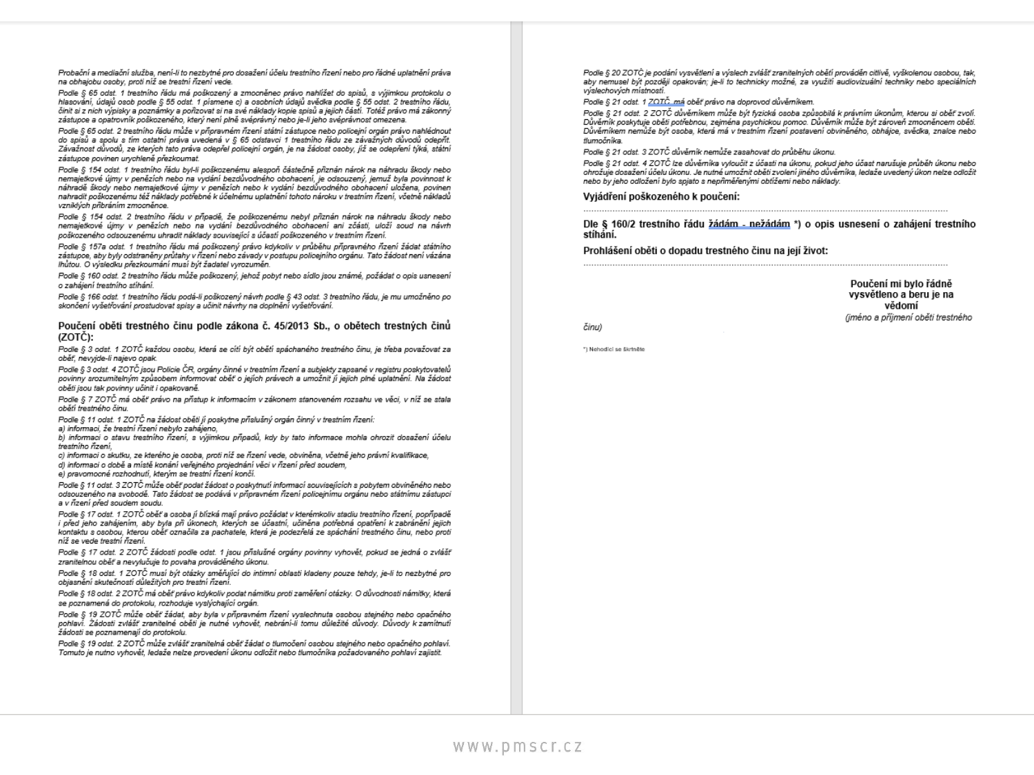*Probační a mediační služba, není-li to nezbytné pro dosažení účelu trestního řízení nebo pro řádné uplatnění práva na obhajobu osoby, proti níž se trestní řízení vede.*

*Podle § 65 odst. 1 trestního řádu má poškozený a zmocněnec právo nahlížet do spisů, s výjimkou protokolu o hlasování, údajů osob podle § 55 odst. 1 písmene c) a osobních údajů svědka podle § 55 odst. 2 trestního řádu, činit si z nich výpisky a poznámky a pořizovat si na své náklady kopie spisů a jejich částí. Totéž právo má zákonný zástupce a opatrovník poškozeného, který není plně svéprávný nebo je-li jeho svéprávnost omezena.*

*Podle § 65 odst. 2 trestního řádu může v přípravném řízení státní zástupce nebo policejní orgán právo nahlédnout do spisů a spolu s tím ostatní práva uvedená v § 65 odstavci 1 trestního řádu ze závažných důvodů odepřít. Závažnost důvodů, ze kterých tato práva odepřel policejní orgán, je na žádost osoby, jíž se odepření týká, státní zástupce povinen urychleně přezkoumat.*

*Podle § 154 odst. 1 trestního řádu byl-li poškozenému alespoň částečně přiznán nárok na náhradu škody nebo nemajetkové újmy v penězích nebo na vydání bezdůvodného obohacení, je odsouzený, jemuž byla povinnost k náhradě škody nebo nemajetkové újmy v penězích nebo k vydání bezdůvodného obohacení uložena, povinen nahradit poškozenému též náklady potřebné k účelnému uplatnění tohoto nároku v trestním řízení, včetně nákladů vzniklých přibráním zmocněnce.*

*Podle § 154 odst. 2 trestního řádu v případě, že poškozenému nebyl přiznán nárok na náhradu škody nebo nemajetkové újmy v penězích nebo na vydání bezdůvodného obohacení ani zčásti, uloží soud na návrh poškozeného odsouzenému uhradit náklady související s účastí poškozeného v trestním řízení.*

*Podle § 157a odst. 1 trestního řádu má poškozený právo kdykoliv v průběhu přípravného řízení žádat státního zástupce, aby byly odstraněny průtahy v řízení nebo závady v postupu policejního orgánu. Tato žádost není vázána lhůtou. O výsledku přezkoumání musí být žadatel vyrozuměn.*

*Podle § 160 odst. 2 trestního řádu může poškozený, jehož pobyt nebo sídlo jsou známé, požádat o opis usnesení o zahájení trestního stíhání.*

*Podle § 166 odst. 1 trestního řádu podá-li poškozený návrh podle § 43 odst. 3 trestního řádu, je mu umožněno po skončení vyšetřování prostudovat spisy a učinit návrhy na doplnění vyšetřování.*

## Poučení oběti trestného činu podle zákona č. 45/2013 Sb., o obětech trestných činů (ZOTČ):

*Podle § 3 odst. 1 ZOTČ každou osobu, která se cítí být obětí spáchaného trestného činu, je třeba považovat za oběť, nevyjde-li najevo opak.*

*Podle § 3 odst. 4 ZOTČ jsou Policie ČR, orgány činné v trestním řízení a subjekty zapsané v registru poskytovatelů povinny srozumitelným způsobem informovat oběť o jejích právech a umožnit jí jejich plné uplatnění. Na žádost oběti jsou tak povinny učinit i opakovaně.*

*Podle § 7 ZOTČ má oběť právo na přístup k informacím v zákonem stanoveném rozsahu ve věci, v níž se stala obětí trestného činu.*

*Podle § 11 odst. 1 ZOTČ na žádost oběti jí poskytne příslušný orgán činný v trestním řízení:*
*a) informaci, že trestní řízení nebylo zahájeno,*
*b) informaci o stavu trestního řízení, s výjimkou případů, kdy by tato informace mohla ohrozit dosažení účelu trestního řízení,*
*c) informaci o skutku, ze kterého je osoba, proti níž se řízení vede, obviněna, včetně jeho právní kvalifikace,*
*d) informaci o době a místě konání veřejného projednání věci v řízení před soudem,*
*e) pravomocné rozhodnutí, kterým se trestní řízení končí.*

*Podle § 11 odst. 3 ZOTČ může oběť podat žádost o poskytnutí informací souvisejících s pobytem obviněného nebo odsouzeného na svobodě. Tato žádost se podává v přípravném řízení policejnímu orgánu nebo státnímu zástupci a v řízení před soudem soudu.*

*Podle § 17 odst. 1 ZOTČ oběť a osoba jí blízká mají právo požádat v kterémkoliv stadiu trestního řízení, popřípadě i před jeho zahájením, aby byla při úkonech, kterých se účastní, učiněna potřebná opatření k zabránění jejich kontaktu s osobou, kterou oběť označila za pachatele, která je podezřelá ze spáchání trestného činu, nebo proti níž se vede trestní řízení.*

*Podle § 17 odst. 2 ZOTČ žádosti podle odst. 1 jsou příslušné orgány povinny vyhovět, pokud se jedná o zvlášť zranitelnou oběť a nevylučuje to povaha prováděného úkonu.*

*Podle § 18 odst. 1 ZOTČ musí být otázky směřující do intimní oblasti kladeny pouze tehdy, je-li to nezbytné pro objasnění skutečností důležitých pro trestní řízení.*

*Podle § 18 odst. 2 ZOTČ má oběť právo kdykoliv podat námitku proti zaměření otázky. O důvodnosti námitky, která se poznamená do protokolu, rozhoduje vyslýchající orgán.*

*Podle § 19 ZOTČ může oběť žádat, aby byla v přípravném řízení vyslechnuta osobou stejného nebo opačného pohlaví. Žádosti zvlášť zranitelné oběti je nutné vyhovět, nebrání-li tomu důležité důvody. Důvody k zamítnutí žádosti se poznamenají do protokolu.*

*Podle § 19 odst. 2 ZOTČ může zvlášť zranitelná oběť žádat o tlumočení osobou stejného nebo opačného pohlaví. Tomuto je nutno vyhovět, ledaže nelze provedení úkonu odložit nebo tlumočníka požadovaného pohlaví zajistit.*

*Podle § 20 ZOTČ je podání vysvětlení a výslech zvlášť zranitelných obětí prováděn citlivě, vyškolenou osobou, tak, aby nemusel být později opakován; je-li to technicky možné, za využití audiovizuální techniky nebo speciálních výslechových místností.*

*Podle § 21 odst. 1 ZOTČ má oběť právo na doprovod důvěrníkem.*

*Podle § 21 odst. 2 ZOTČ důvěrníkem může být fyzická osoba způsobilá k právním úkonům, kterou si oběť zvolí. Důvěrník poskytuje oběti potřebnou, zejména psychickou pomoc. Důvěrník může být zároveň zmocněncem oběti. Důvěrníkem nemůže být osoba, která má v trestním řízení postavení obviněného, obhájce, svědka, znalce nebo tlumočníka.*

*Podle § 21 odst. 3 ZOTČ důvěrník nemůže zasahovat do průběhu úkonu.*

*Podle § 21 odst. 4 ZOTČ lze důvěrníka vyloučit z účasti na úkonu, pokud jeho účast narušuje průběh úkonu nebo ohrožuje dosažení účelu úkonu. Je nutné umožnit oběti zvolení jiného důvěrníka, ledaže uvedený úkon nelze odložit nebo by jeho odložení bylo spjato s nepřiměřenými obtížemi nebo náklady.*

**Vyjádření poškozeného k poučení:**

.....................................................................................................................................

**Dle § 160/2 trestního řádu žádám - nežádám \*) o opis usnesení o zahájení trestního stíhání.**

**Prohlášení oběti o dopadu trestného činu na její život:**

.....................................................................................................................................

**Poučení mi bylo řádně vysvětleno a beru je na vědomí**

*(jméno a příjmení oběti trestného činu)*

\*) Nehodící se škrtněte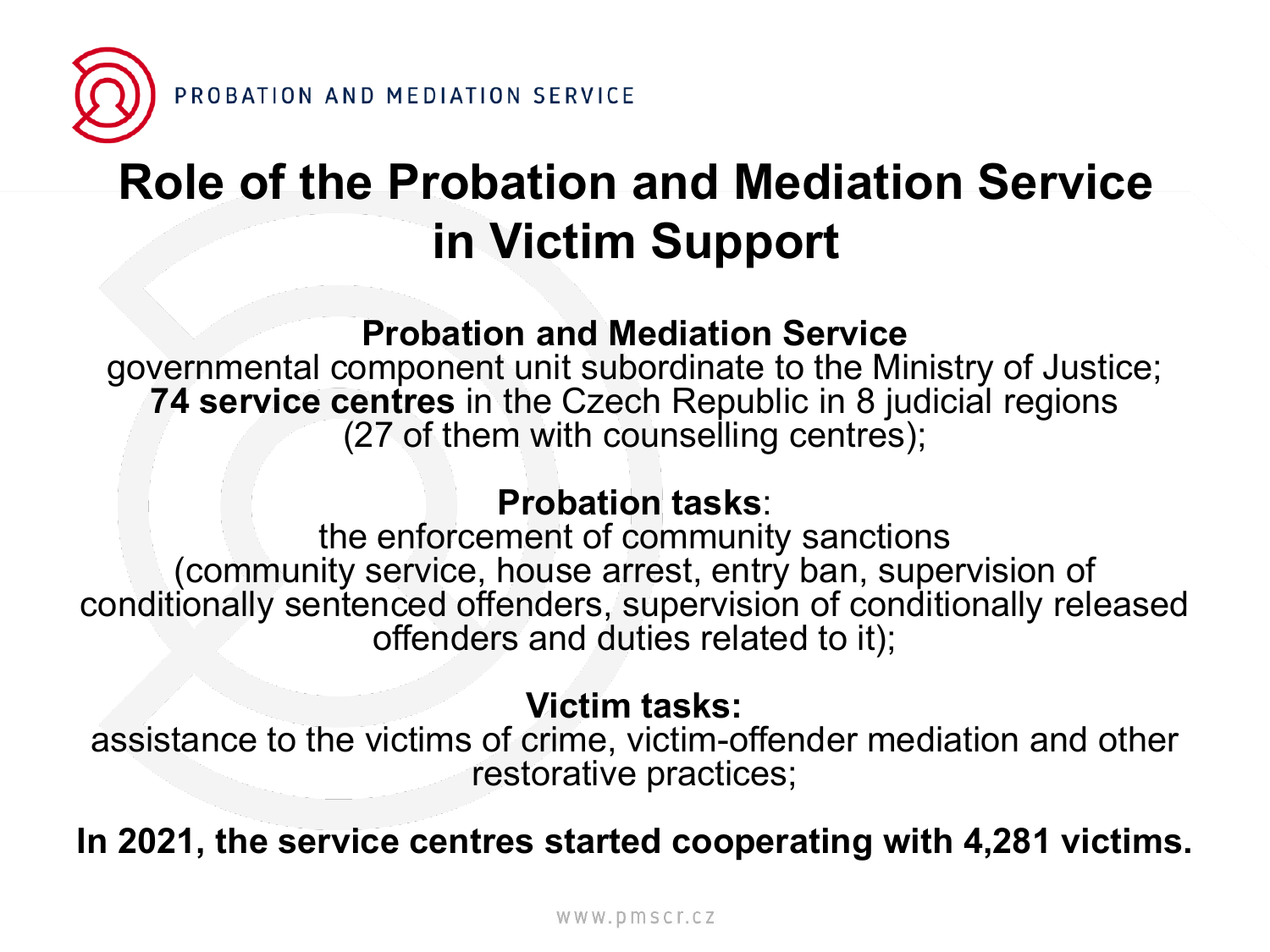# Role of the Probation and Mediation Service in Victim Support

**Probation and Mediation Service**
governmental component unit subordinate to the Ministry of Justice;
**74 service centres** in the Czech Republic in 8 judicial regions
(27 of them with counselling centres);

**Probation tasks**:
the enforcement of community sanctions
(community service, house arrest, entry ban, supervision of conditionally sentenced offenders, supervision of conditionally released offenders and duties related to it);

**Victim tasks:**
assistance to the victims of crime, victim-offender mediation and other restorative practices;

**In 2021, the service centres started cooperating with 4,281 victims.**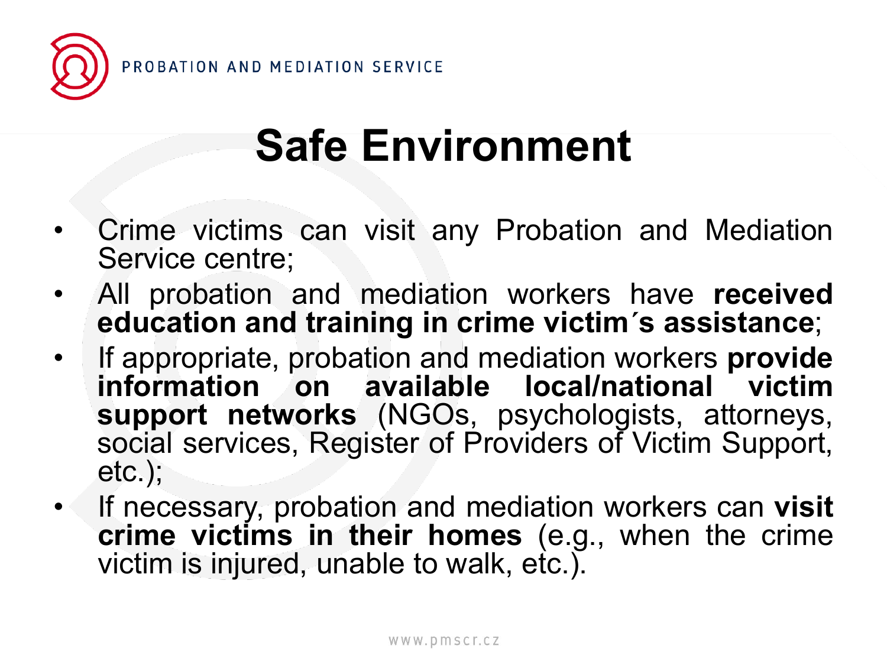# Safe Environment

- Crime victims can visit any Probation and Mediation Service centre;
- All probation and mediation workers have **received education and training in crime victim´s assistance**;
- If appropriate, probation and mediation workers **provide information on available local/national victim support networks** (NGOs, psychologists, attorneys, social services, Register of Providers of Victim Support, etc.);
- If necessary, probation and mediation workers can **visit crime victims in their homes** (e.g., when the crime victim is injured, unable to walk, etc.).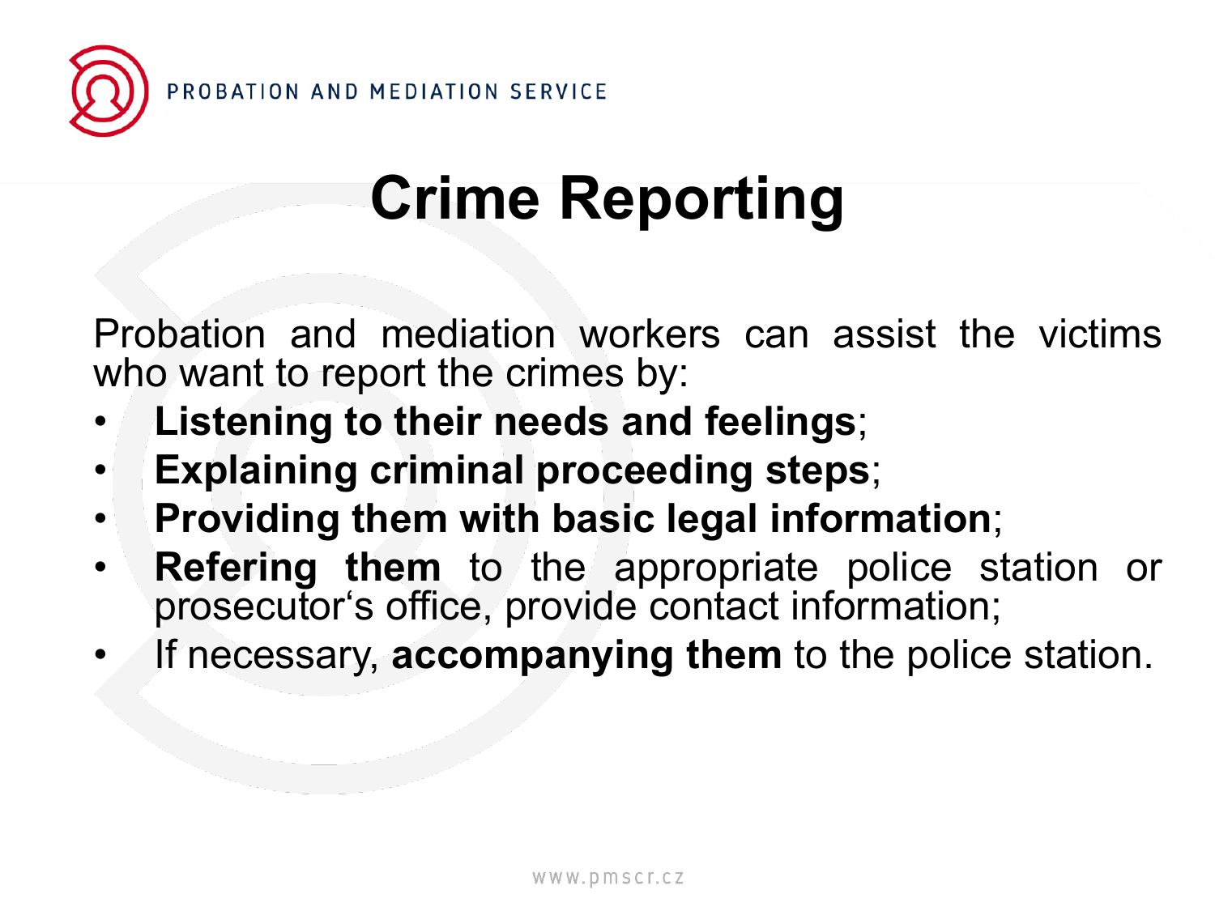# Crime Reporting

Probation and mediation workers can assist the victims who want to report the crimes by:

- **Listening to their needs and feelings**;
- **Explaining criminal proceeding steps**;
- **Providing them with basic legal information**;
- **Refering them** to the appropriate police station or prosecutor‘s office, provide contact information;
- If necessary, **accompanying them** to the police station.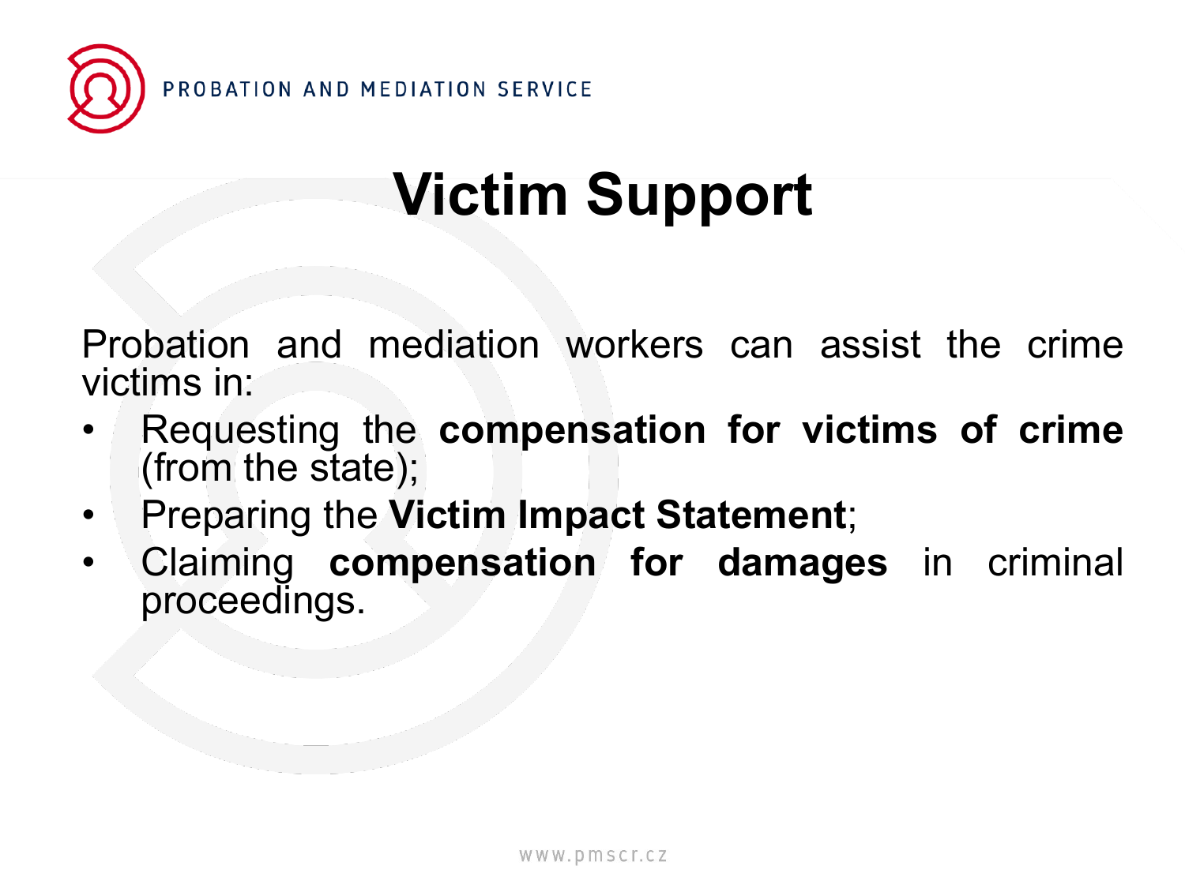# Victim Support

Probation and mediation workers can assist the crime victims in:

- Requesting the **compensation for victims of crime** (from the state);
- Preparing the **Victim Impact Statement**;
- Claiming **compensation for damages** in criminal proceedings.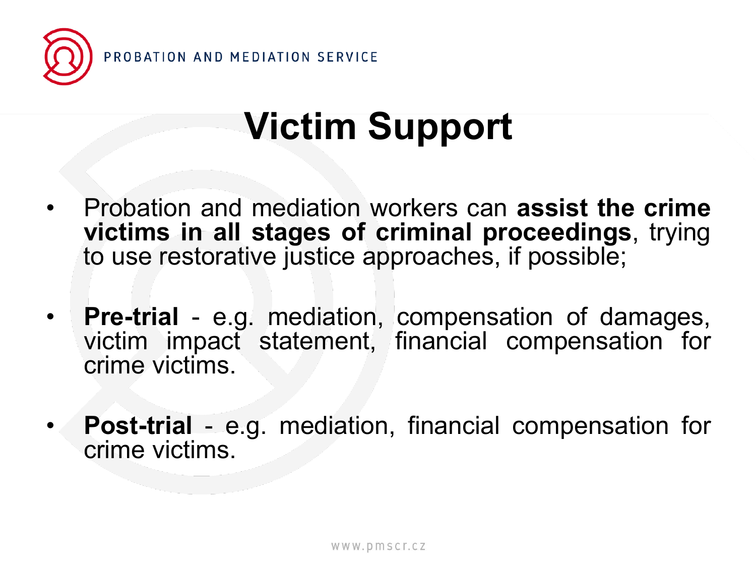# Victim Support

- Probation and mediation workers can **assist the crime victims in all stages of criminal proceedings**, trying to use restorative justice approaches, if possible;

- **Pre-trial** - e.g. mediation, compensation of damages, victim impact statement, financial compensation for crime victims.

- **Post-trial** - e.g. mediation, financial compensation for crime victims.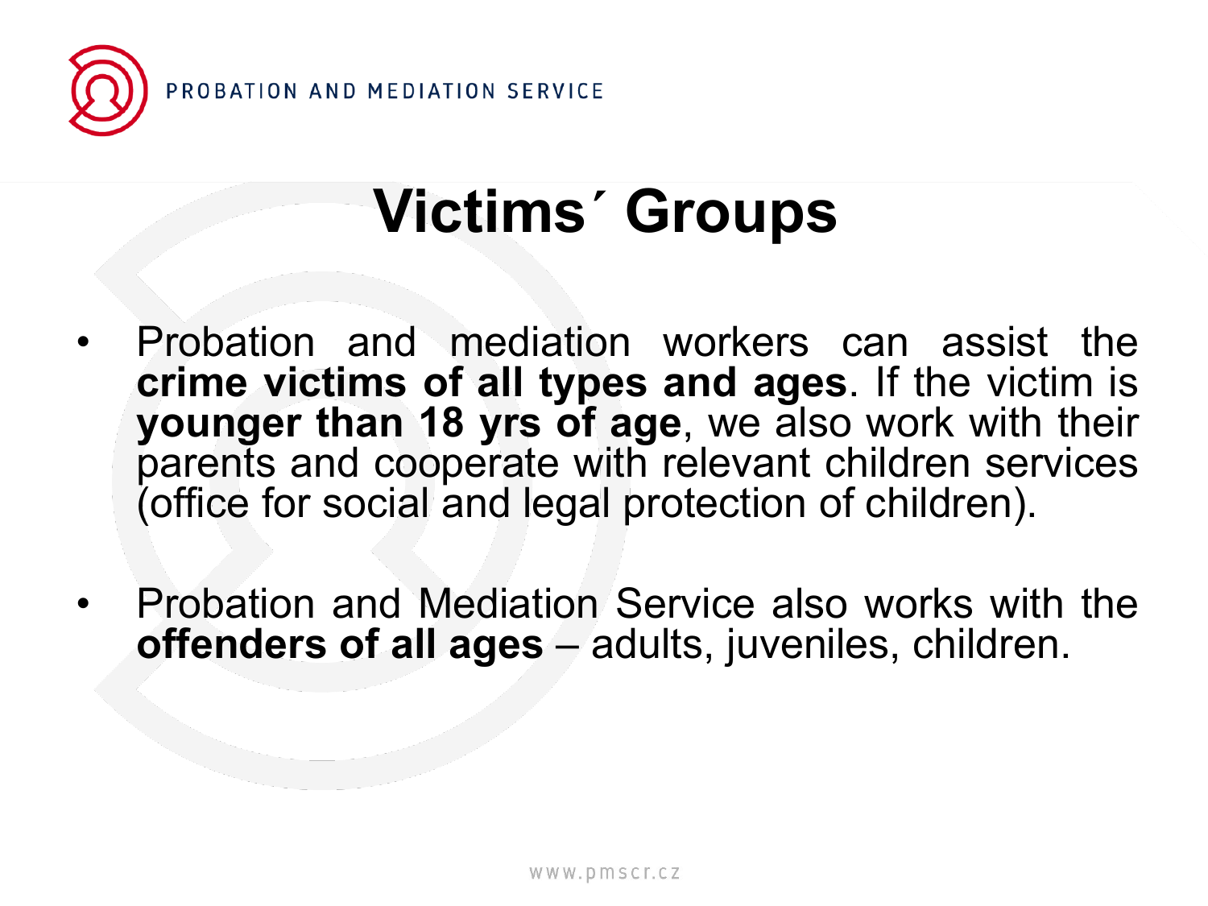# Victims´ Groups

- Probation and mediation workers can assist the **crime victims of all types and ages**. If the victim is **younger than 18 yrs of age**, we also work with their parents and cooperate with relevant children services (office for social and legal protection of children).
- Probation and Mediation Service also works with the **offenders of all ages** – adults, juveniles, children.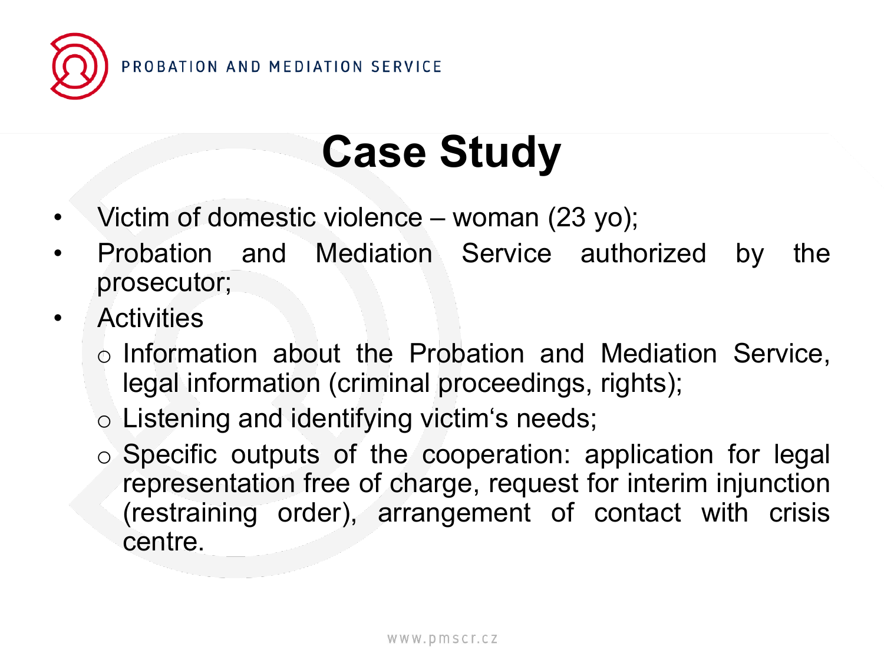# Case Study

- Victim of domestic violence – woman (23 yo);
- Probation and Mediation Service authorized by the prosecutor;
- Activities
  - Information about the Probation and Mediation Service, legal information (criminal proceedings, rights);
  - Listening and identifying victim‘s needs;
  - Specific outputs of the cooperation: application for legal representation free of charge, request for interim injunction (restraining order), arrangement of contact with crisis centre.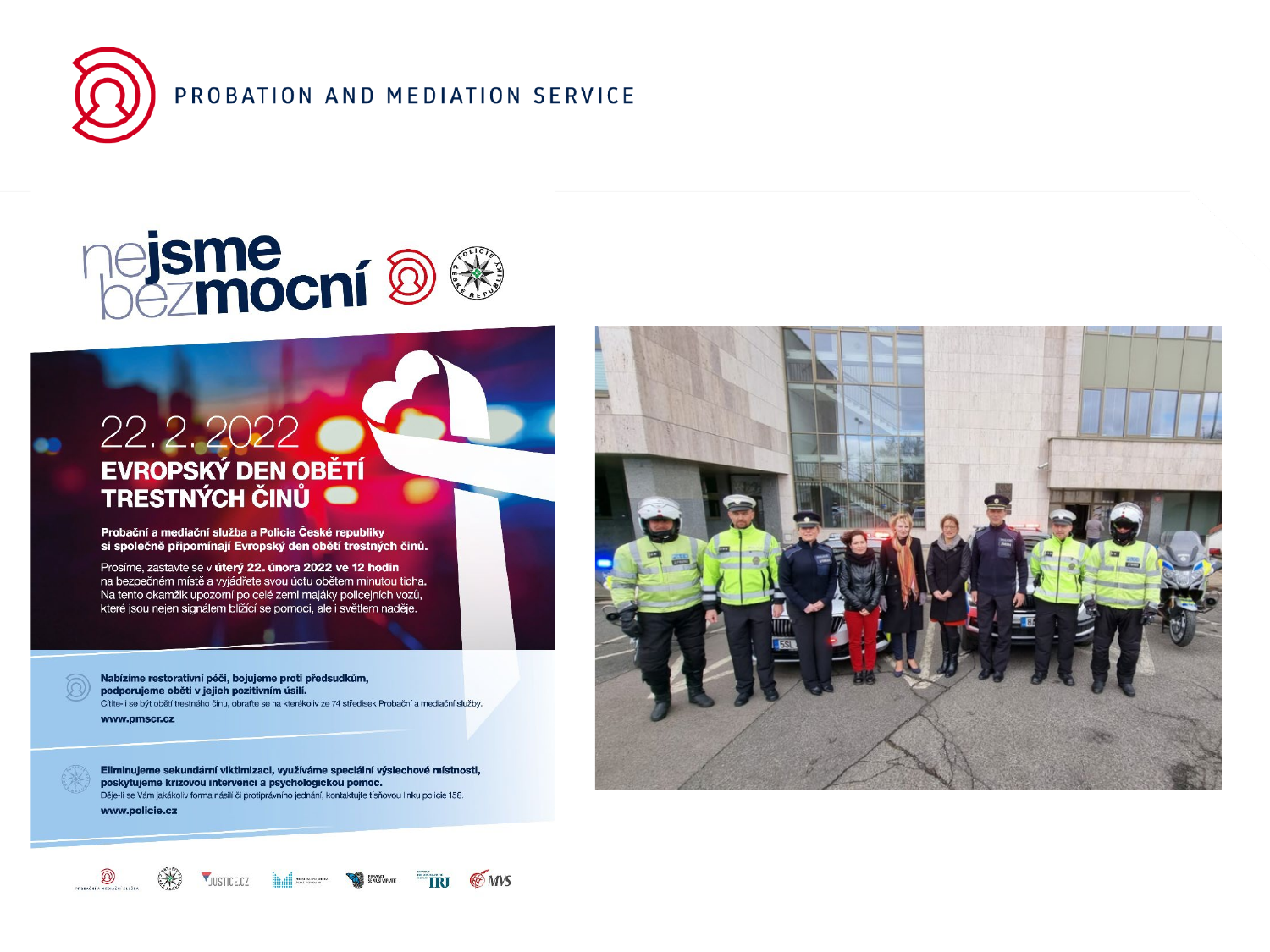PROBATION AND MEDIATION SERVICE

# nejsme bezmocní

## 22. 2. 2022

## EVROPSKÝ DEN OBĚTÍ TRESTNÝCH ČINŮ

**Probační a mediační služba a Policie České republiky si společně připomínají Evropský den obětí trestných činů.**

Prosíme, zastavte se v **úterý 22. února 2022 ve 12 hodin** na bezpečném místě a vyjádřete svou úctu obětem minutou ticha. Na tento okamžik upozorní po celé zemi majáky policejních vozů, které jsou nejen signálem blížící se pomoci, ale i světlem naděje.

**Nabízíme restorativní péči, bojujeme proti předsudkům, podporujeme oběti v jejich pozitivním úsilí.**
Cítíte-li se být obětí trestného činu, obraťte se na kterékoliv ze 74 středisek Probační a mediační služby.
**www.pmscr.cz**

**Eliminujeme sekundární viktimizaci, využíváme speciální výslechové místnosti, poskytujeme krizovou intervenci a psychologickou pomoc.**
Děje-li se Vám jakákoliv forma násilí či protiprávního jednání, kontaktujte tísňovou linku policie 158.
**www.policie.cz**

PROBAČNÍ A MEDIAČNÍ SLUŽBA · JUSTICE.CZ · IRJ · MVS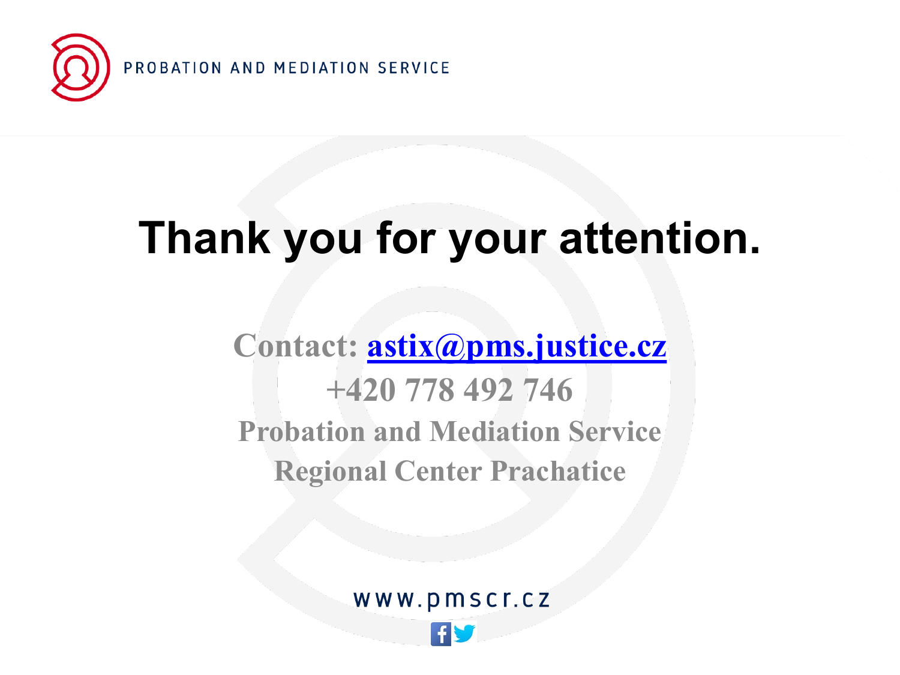PROBATION AND MEDIATION SERVICE

# Thank you for your attention.

**Contact: astix@pms.justice.cz**

**+420 778 492 746**

**Probation and Mediation Service**

**Regional Center Prachatice**

www.pmscr.cz